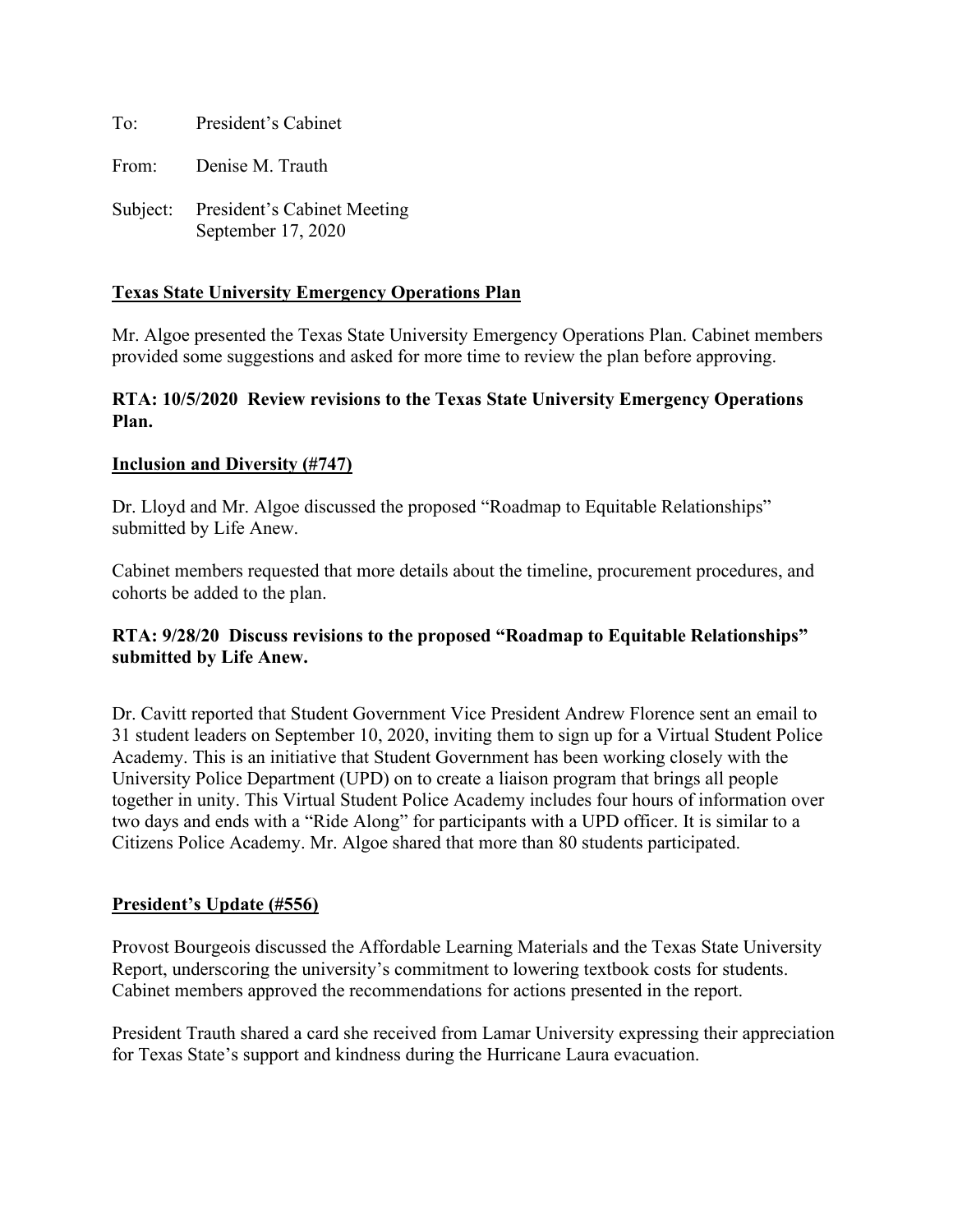To: President's Cabinet

From: Denise M. Trauth

Subject: President's Cabinet Meeting
September 17, 2020

**<u>Texas State University Emergency Operations Plan</u>**

Mr. Algoe presented the Texas State University Emergency Operations Plan. Cabinet members provided some suggestions and asked for more time to review the plan before approving.

**RTA: 10/5/2020 Review revisions to the Texas State University Emergency Operations Plan.**

**<u>Inclusion and Diversity (#747)</u>**

Dr. Lloyd and Mr. Algoe discussed the proposed "Roadmap to Equitable Relationships" submitted by Life Anew.

Cabinet members requested that more details about the timeline, procurement procedures, and cohorts be added to the plan.

**RTA: 9/28/20 Discuss revisions to the proposed "Roadmap to Equitable Relationships" submitted by Life Anew.**

Dr. Cavitt reported that Student Government Vice President Andrew Florence sent an email to 31 student leaders on September 10, 2020, inviting them to sign up for a Virtual Student Police Academy. This is an initiative that Student Government has been working closely with the University Police Department (UPD) on to create a liaison program that brings all people together in unity. This Virtual Student Police Academy includes four hours of information over two days and ends with a "Ride Along" for participants with a UPD officer. It is similar to a Citizens Police Academy. Mr. Algoe shared that more than 80 students participated.

**<u>President's Update (#556)</u>**

Provost Bourgeois discussed the Affordable Learning Materials and the Texas State University Report, underscoring the university's commitment to lowering textbook costs for students. Cabinet members approved the recommendations for actions presented in the report.

President Trauth shared a card she received from Lamar University expressing their appreciation for Texas State's support and kindness during the Hurricane Laura evacuation.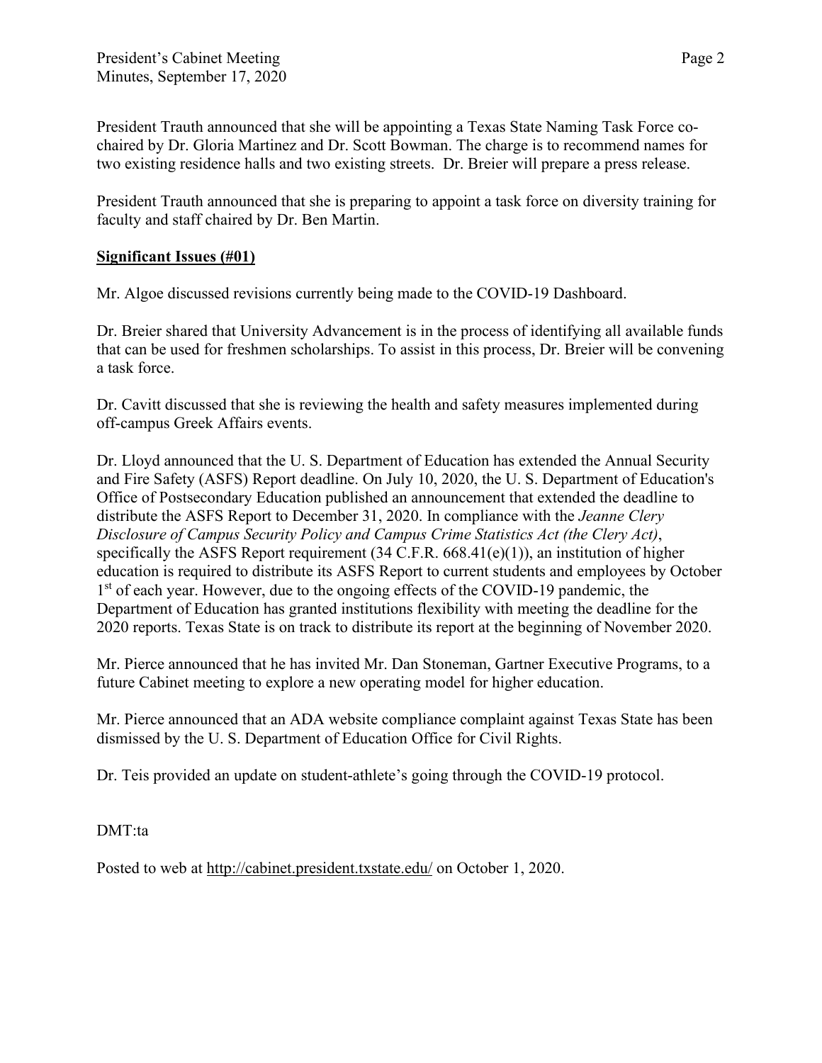President Trauth announced that she will be appointing a Texas State Naming Task Force co-chaired by Dr. Gloria Martinez and Dr. Scott Bowman. The charge is to recommend names for two existing residence halls and two existing streets. Dr. Breier will prepare a press release.

President Trauth announced that she is preparing to appoint a task force on diversity training for faculty and staff chaired by Dr. Ben Martin.

**Significant Issues (#01)**

Mr. Algoe discussed revisions currently being made to the COVID-19 Dashboard.

Dr. Breier shared that University Advancement is in the process of identifying all available funds that can be used for freshmen scholarships. To assist in this process, Dr. Breier will be convening a task force.

Dr. Cavitt discussed that she is reviewing the health and safety measures implemented during off-campus Greek Affairs events.

Dr. Lloyd announced that the U. S. Department of Education has extended the Annual Security and Fire Safety (ASFS) Report deadline. On July 10, 2020, the U. S. Department of Education's Office of Postsecondary Education published an announcement that extended the deadline to distribute the ASFS Report to December 31, 2020. In compliance with the *Jeanne Clery Disclosure of Campus Security Policy and Campus Crime Statistics Act (the Clery Act)*, specifically the ASFS Report requirement (34 C.F.R. 668.41(e)(1)), an institution of higher education is required to distribute its ASFS Report to current students and employees by October 1st of each year. However, due to the ongoing effects of the COVID-19 pandemic, the Department of Education has granted institutions flexibility with meeting the deadline for the 2020 reports. Texas State is on track to distribute its report at the beginning of November 2020.

Mr. Pierce announced that he has invited Mr. Dan Stoneman, Gartner Executive Programs, to a future Cabinet meeting to explore a new operating model for higher education.

Mr. Pierce announced that an ADA website compliance complaint against Texas State has been dismissed by the U. S. Department of Education Office for Civil Rights.

Dr. Teis provided an update on student-athlete's going through the COVID-19 protocol.

DMT:ta

Posted to web at http://cabinet.president.txstate.edu/ on October 1, 2020.